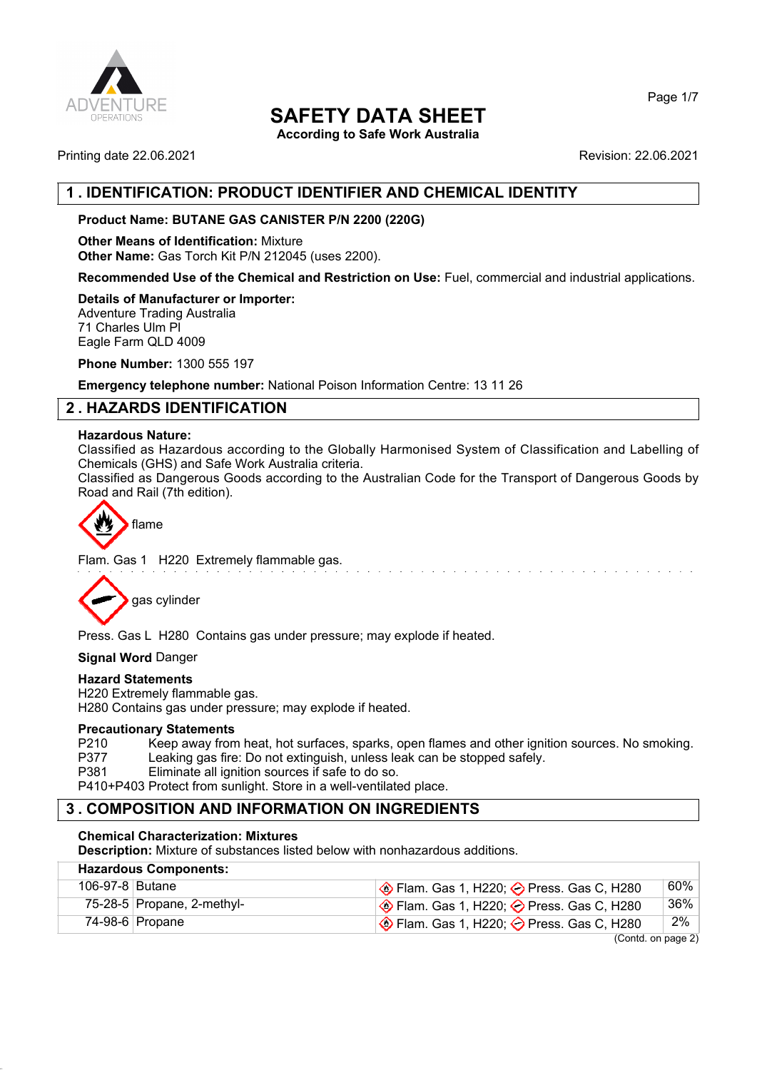# SAFETY DATA SHEET

**According to Safe Work Australia**

Printing date 22.06.2021 Revision: 22.06.2021

## 1 . IDENTIFICATION: PRODUCT IDENTIFIER AND CHEMICAL IDENTITY

**Product Name: BUTANE GAS CANISTER P/N 2200 (220G)**

**Other Means of Identification:** Mixture
**Other Name:** Gas Torch Kit P/N 212045 (uses 2200).

**Recommended Use of the Chemical and Restriction on Use:** Fuel, commercial and industrial applications.

**Details of Manufacturer or Importer:**
Adventure Trading Australia
71 Charles Ulm Pl
Eagle Farm QLD 4009

**Phone Number:** 1300 555 197

**Emergency telephone number:** National Poison Information Centre: 13 11 26

## 2 . HAZARDS IDENTIFICATION

**Hazardous Nature:**
Classified as Hazardous according to the Globally Harmonised System of Classification and Labelling of Chemicals (GHS) and Safe Work Australia criteria.
Classified as Dangerous Goods according to the Australian Code for the Transport of Dangerous Goods by Road and Rail (7th edition).

flame

Flam. Gas 1 H220 Extremely flammable gas.

gas cylinder

Press. Gas L H280 Contains gas under pressure; may explode if heated.

**Signal Word** Danger

**Hazard Statements**
H220 Extremely flammable gas.
H280 Contains gas under pressure; may explode if heated.

**Precautionary Statements**
P210 Keep away from heat, hot surfaces, sparks, open flames and other ignition sources. No smoking.
P377 Leaking gas fire: Do not extinguish, unless leak can be stopped safely.
P381 Eliminate all ignition sources if safe to do so.
P410+P403 Protect from sunlight. Store in a well-ventilated place.

## 3 . COMPOSITION AND INFORMATION ON INGREDIENTS

**Chemical Characterization: Mixtures**
**Description:** Mixture of substances listed below with nonhazardous additions.

| **Hazardous Components:** | | | |
|---|---|---|---|
| 106-97-8 | Butane | Flam. Gas 1, H220; Press. Gas C, H280 | 60% |
| 75-28-5 | Propane, 2-methyl- | Flam. Gas 1, H220; Press. Gas C, H280 | 36% |
| 74-98-6 | Propane | Flam. Gas 1, H220; Press. Gas C, H280 | 2% |

(Contd. on page 2)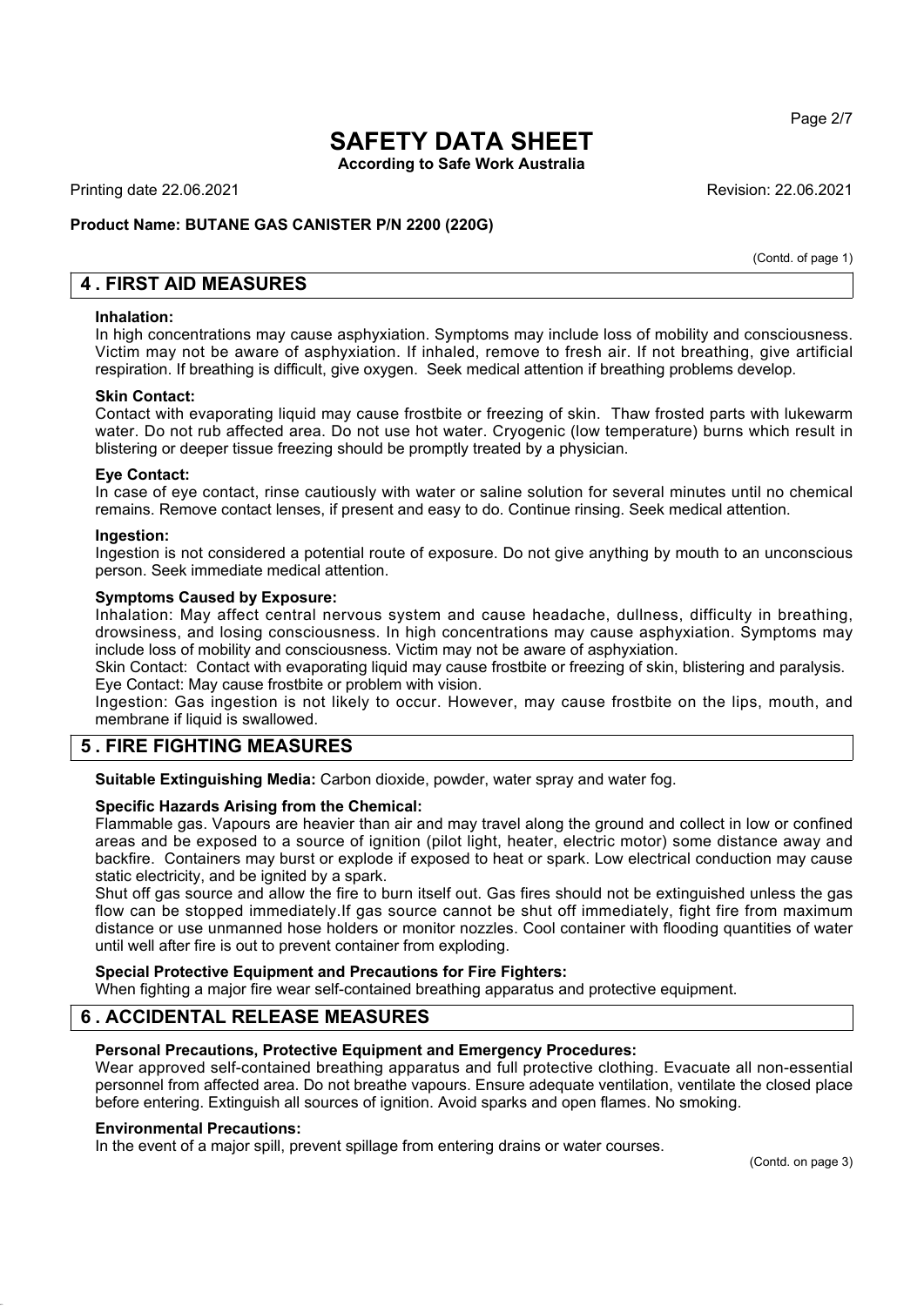# SAFETY DATA SHEET

**According to Safe Work Australia**

Printing date 22.06.2021 Revision: 22.06.2021

**Product Name: BUTANE GAS CANISTER P/N 2200 (220G)**

(Contd. of page 1)

## 4 . FIRST AID MEASURES

**Inhalation:**

In high concentrations may cause asphyxiation. Symptoms may include loss of mobility and consciousness. Victim may not be aware of asphyxiation. If inhaled, remove to fresh air. If not breathing, give artificial respiration. If breathing is difficult, give oxygen. Seek medical attention if breathing problems develop.

**Skin Contact:**

Contact with evaporating liquid may cause frostbite or freezing of skin. Thaw frosted parts with lukewarm water. Do not rub affected area. Do not use hot water. Cryogenic (low temperature) burns which result in blistering or deeper tissue freezing should be promptly treated by a physician.

**Eye Contact:**

In case of eye contact, rinse cautiously with water or saline solution for several minutes until no chemical remains. Remove contact lenses, if present and easy to do. Continue rinsing. Seek medical attention.

**Ingestion:**

Ingestion is not considered a potential route of exposure. Do not give anything by mouth to an unconscious person. Seek immediate medical attention.

**Symptoms Caused by Exposure:**

Inhalation: May affect central nervous system and cause headache, dullness, difficulty in breathing, drowsiness, and losing consciousness. In high concentrations may cause asphyxiation. Symptoms may include loss of mobility and consciousness. Victim may not be aware of asphyxiation.

Skin Contact: Contact with evaporating liquid may cause frostbite or freezing of skin, blistering and paralysis.

Eye Contact: May cause frostbite or problem with vision.

Ingestion: Gas ingestion is not likely to occur. However, may cause frostbite on the lips, mouth, and membrane if liquid is swallowed.

## 5 . FIRE FIGHTING MEASURES

**Suitable Extinguishing Media:** Carbon dioxide, powder, water spray and water fog.

**Specific Hazards Arising from the Chemical:**

Flammable gas. Vapours are heavier than air and may travel along the ground and collect in low or confined areas and be exposed to a source of ignition (pilot light, heater, electric motor) some distance away and backfire. Containers may burst or explode if exposed to heat or spark. Low electrical conduction may cause static electricity, and be ignited by a spark.

Shut off gas source and allow the fire to burn itself out. Gas fires should not be extinguished unless the gas flow can be stopped immediately.If gas source cannot be shut off immediately, fight fire from maximum distance or use unmanned hose holders or monitor nozzles. Cool container with flooding quantities of water until well after fire is out to prevent container from exploding.

**Special Protective Equipment and Precautions for Fire Fighters:**

When fighting a major fire wear self-contained breathing apparatus and protective equipment.

## 6 . ACCIDENTAL RELEASE MEASURES

**Personal Precautions, Protective Equipment and Emergency Procedures:**

Wear approved self-contained breathing apparatus and full protective clothing. Evacuate all non-essential personnel from affected area. Do not breathe vapours. Ensure adequate ventilation, ventilate the closed place before entering. Extinguish all sources of ignition. Avoid sparks and open flames. No smoking.

**Environmental Precautions:**

In the event of a major spill, prevent spillage from entering drains or water courses.

(Contd. on page 3)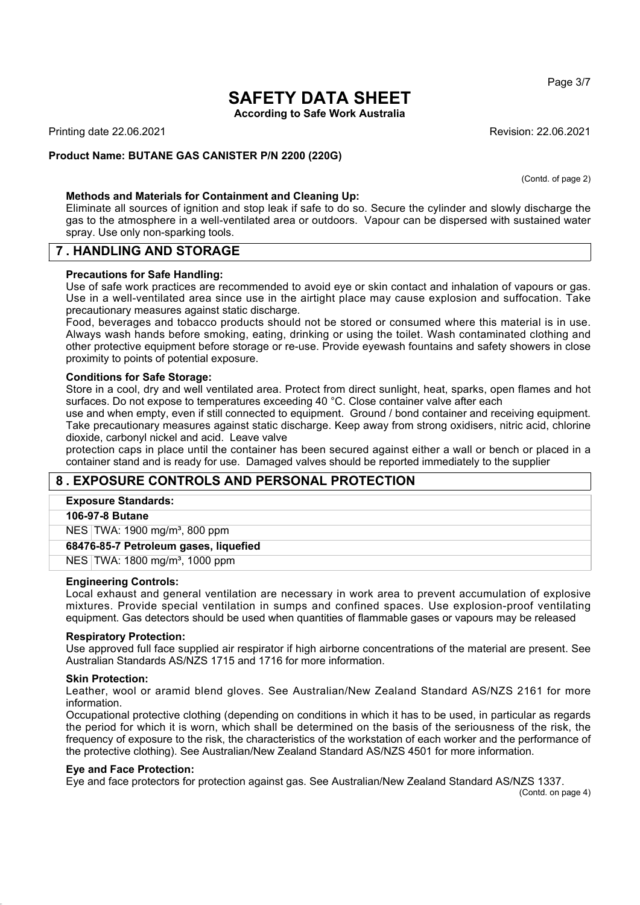#### Methods and Materials for Containment and Cleaning Up:

Eliminate all sources of ignition and stop leak if safe to do so. Secure the cylinder and slowly discharge the gas to the atmosphere in a well-ventilated area or outdoors. Vapour can be dispersed with sustained water spray. Use only non-sparking tools.

## 7 . HANDLING AND STORAGE

#### Precautions for Safe Handling:

Use of safe work practices are recommended to avoid eye or skin contact and inhalation of vapours or gas. Use in a well-ventilated area since use in the airtight place may cause explosion and suffocation. Take precautionary measures against static discharge.

Food, beverages and tobacco products should not be stored or consumed where this material is in use. Always wash hands before smoking, eating, drinking or using the toilet. Wash contaminated clothing and other protective equipment before storage or re-use. Provide eyewash fountains and safety showers in close proximity to points of potential exposure.

#### Conditions for Safe Storage:

Store in a cool, dry and well ventilated area. Protect from direct sunlight, heat, sparks, open flames and hot surfaces. Do not expose to temperatures exceeding 40 °C. Close container valve after each use and when empty, even if still connected to equipment. Ground / bond container and receiving equipment. Take precautionary measures against static discharge. Keep away from strong oxidisers, nitric acid, chlorine dioxide, carbonyl nickel and acid. Leave valve protection caps in place until the container has been secured against either a wall or bench or placed in a container stand and is ready for use. Damaged valves should be reported immediately to the supplier

## 8 . EXPOSURE CONTROLS AND PERSONAL PROTECTION

| Exposure Standards: | |
|---|---|
| **106-97-8 Butane** | |
| NES | TWA: 1900 mg/m³, 800 ppm |
| **68476-85-7 Petroleum gases, liquefied** | |
| NES | TWA: 1800 mg/m³, 1000 ppm |

#### Engineering Controls:

Local exhaust and general ventilation are necessary in work area to prevent accumulation of explosive mixtures. Provide special ventilation in sumps and confined spaces. Use explosion-proof ventilating equipment. Gas detectors should be used when quantities of flammable gases or vapours may be released

#### Respiratory Protection:

Use approved full face supplied air respirator if high airborne concentrations of the material are present. See Australian Standards AS/NZS 1715 and 1716 for more information.

#### Skin Protection:

Leather, wool or aramid blend gloves. See Australian/New Zealand Standard AS/NZS 2161 for more information.

Occupational protective clothing (depending on conditions in which it has to be used, in particular as regards the period for which it is worn, which shall be determined on the basis of the seriousness of the risk, the frequency of exposure to the risk, the characteristics of the workstation of each worker and the performance of the protective clothing). See Australian/New Zealand Standard AS/NZS 4501 for more information.

#### Eye and Face Protection:

Eye and face protectors for protection against gas. See Australian/New Zealand Standard AS/NZS 1337.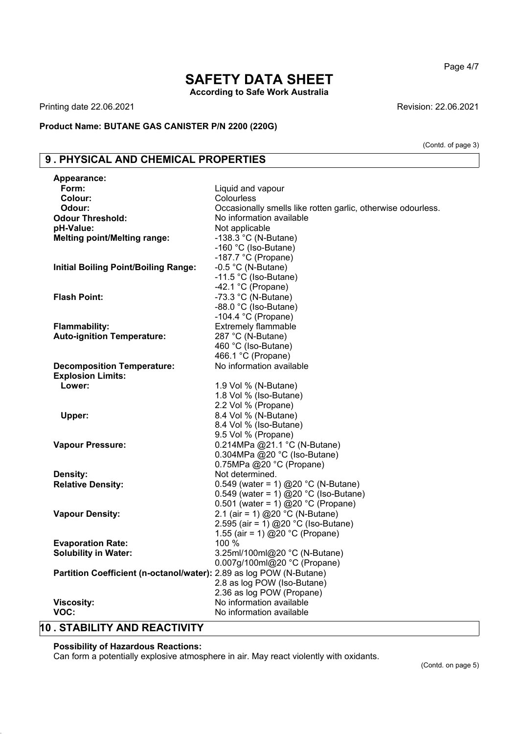# SAFETY DATA SHEET

**According to Safe Work Australia**

Printing date 22.06.2021 Revision: 22.06.2021

**Product Name: BUTANE GAS CANISTER P/N 2200 (220G)**

(Contd. of page 3)

## 9 . PHYSICAL AND CHEMICAL PROPERTIES

| Property | Value |
|---|---|
| **Appearance:** | |
| **Form:** | Liquid and vapour |
| **Colour:** | Colourless |
| **Odour:** | Occasionally smells like rotten garlic, otherwise odourless. |
| **Odour Threshold:** | No information available |
| **pH-Value:** | Not applicable |
| **Melting point/Melting range:** | -138.3 °C (N-Butane)<br>-160 °C (Iso-Butane)<br>-187.7 °C (Propane) |
| **Initial Boiling Point/Boiling Range:** | -0.5 °C (N-Butane)<br>-11.5 °C (Iso-Butane)<br>-42.1 °C (Propane) |
| **Flash Point:** | -73.3 °C (N-Butane)<br>-88.0 °C (Iso-Butane)<br>-104.4 °C (Propane) |
| **Flammability:** | Extremely flammable |
| **Auto-ignition Temperature:** | 287 °C (N-Butane)<br>460 °C (Iso-Butane)<br>466.1 °C (Propane) |
| **Decomposition Temperature:** | No information available |
| **Explosion Limits:** | |
| **Lower:** | 1.9 Vol % (N-Butane)<br>1.8 Vol % (Iso-Butane)<br>2.2 Vol % (Propane) |
| **Upper:** | 8.4 Vol % (N-Butane)<br>8.4 Vol % (Iso-Butane)<br>9.5 Vol % (Propane) |
| **Vapour Pressure:** | 0.214MPa @21.1 °C (N-Butane)<br>0.304MPa @20 °C (Iso-Butane)<br>0.75MPa @20 °C (Propane) |
| **Density:** | Not determined. |
| **Relative Density:** | 0.549 (water = 1) @20 °C (N-Butane)<br>0.549 (water = 1) @20 °C (Iso-Butane)<br>0.501 (water = 1) @20 °C (Propane) |
| **Vapour Density:** | 2.1 (air = 1) @20 °C (N-Butane)<br>2.595 (air = 1) @20 °C (Iso-Butane)<br>1.55 (air = 1) @20 °C (Propane) |
| **Evaporation Rate:** | 100 % |
| **Solubility in Water:** | 3.25ml/100ml@20 °C (N-Butane)<br>0.007g/100ml@20 °C (Propane) |
| **Partition Coefficient (n-octanol/water):** | 2.89 as log POW (N-Butane)<br>2.8 as log POW (Iso-Butane)<br>2.36 as log POW (Propane) |
| **Viscosity:** | No information available |
| **VOC:** | No information available |

## 10 . STABILITY AND REACTIVITY

**Possibility of Hazardous Reactions:**

Can form a potentially explosive atmosphere in air. May react violently with oxidants.

(Contd. on page 5)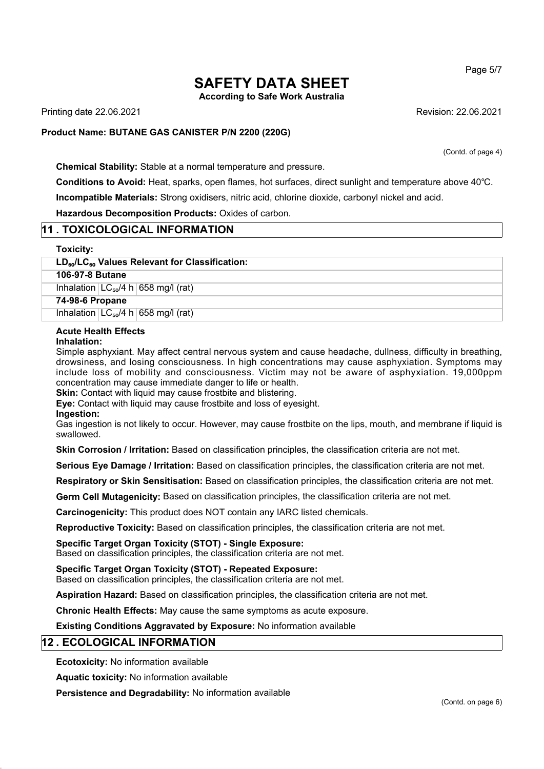**Chemical Stability:** Stable at a normal temperature and pressure.

**Conditions to Avoid:** Heat, sparks, open flames, hot surfaces, direct sunlight and temperature above 40℃.

**Incompatible Materials:** Strong oxidisers, nitric acid, chlorine dioxide, carbonyl nickel and acid.

**Hazardous Decomposition Products:** Oxides of carbon.

## 11 . TOXICOLOGICAL INFORMATION

**Toxicity:**

| **$LD_{50}$/$LC_{50}$ Values Relevant for Classification:** | | |
|---|---|---|
| **106-97-8 Butane** | | |
| Inhalation | $LC_{50}$/4 h | 658 mg/l (rat) |
| **74-98-6 Propane** | | |
| Inhalation | $LC_{50}$/4 h | 658 mg/l (rat) |

**Acute Health Effects**

**Inhalation:**

Simple asphyxiant. May affect central nervous system and cause headache, dullness, difficulty in breathing, drowsiness, and losing consciousness. In high concentrations may cause asphyxiation. Symptoms may include loss of mobility and consciousness. Victim may not be aware of asphyxiation. 19,000ppm concentration may cause immediate danger to life or health.

**Skin:** Contact with liquid may cause frostbite and blistering.

**Eye:** Contact with liquid may cause frostbite and loss of eyesight.

**Ingestion:**

Gas ingestion is not likely to occur. However, may cause frostbite on the lips, mouth, and membrane if liquid is swallowed.

**Skin Corrosion / Irritation:** Based on classification principles, the classification criteria are not met.

**Serious Eye Damage / Irritation:** Based on classification principles, the classification criteria are not met.

**Respiratory or Skin Sensitisation:** Based on classification principles, the classification criteria are not met.

**Germ Cell Mutagenicity:** Based on classification principles, the classification criteria are not met.

**Carcinogenicity:** This product does NOT contain any IARC listed chemicals.

**Reproductive Toxicity:** Based on classification principles, the classification criteria are not met.

**Specific Target Organ Toxicity (STOT) - Single Exposure:**
Based on classification principles, the classification criteria are not met.

**Specific Target Organ Toxicity (STOT) - Repeated Exposure:**
Based on classification principles, the classification criteria are not met.

**Aspiration Hazard:** Based on classification principles, the classification criteria are not met.

**Chronic Health Effects:** May cause the same symptoms as acute exposure.

**Existing Conditions Aggravated by Exposure:** No information available

## 12 . ECOLOGICAL INFORMATION

**Ecotoxicity:** No information available

**Aquatic toxicity:** No information available

**Persistence and Degradability:** No information available

(Contd. on page 6)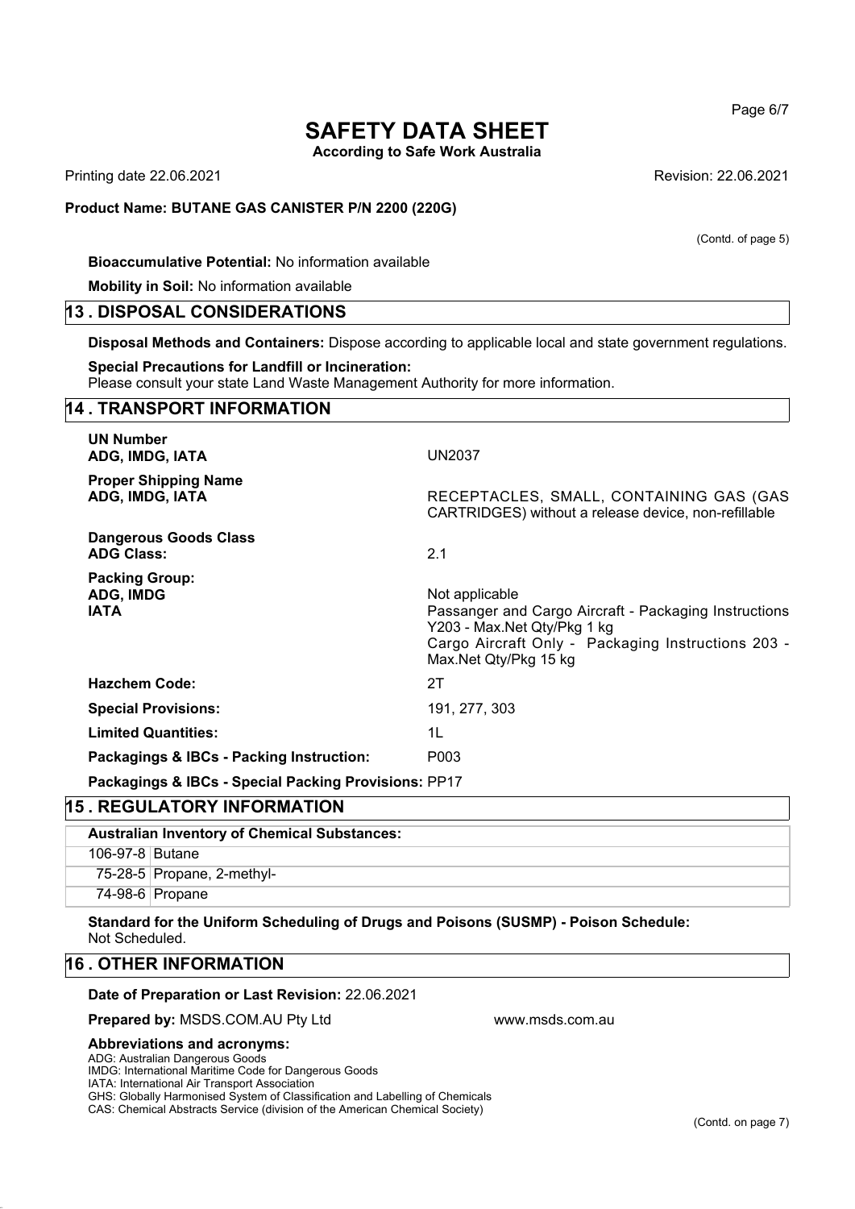(Contd. of page 5)

**Bioaccumulative Potential:** No information available

**Mobility in Soil:** No information available

## 13 . DISPOSAL CONSIDERATIONS

**Disposal Methods and Containers:** Dispose according to applicable local and state government regulations.

**Special Precautions for Landfill or Incineration:**
Please consult your state Land Waste Management Authority for more information.

## 14 . TRANSPORT INFORMATION

**UN Number**
**ADG, IMDG, IATA** UN2037

**Proper Shipping Name**
**ADG, IMDG, IATA** RECEPTACLES, SMALL, CONTAINING GAS (GAS CARTRIDGES) without a release device, non-refillable

**Dangerous Goods Class**
**ADG Class:** 2.1

**Packing Group:**
**ADG, IMDG** Not applicable
**IATA** Passanger and Cargo Aircraft - Packaging Instructions Y203 - Max.Net Qty/Pkg 1 kg
Cargo Aircraft Only - Packaging Instructions 203 - Max.Net Qty/Pkg 15 kg

**Hazchem Code:** 2T

**Special Provisions:** 191, 277, 303

**Limited Quantities:** 1L

**Packagings & IBCs - Packing Instruction:** P003

**Packagings & IBCs - Special Packing Provisions:** PP17

## 15 . REGULATORY INFORMATION

| Australian Inventory of Chemical Substances: | |
|---|---|
| 106-97-8 | Butane |
| 75-28-5 | Propane, 2-methyl- |
| 74-98-6 | Propane |

**Standard for the Uniform Scheduling of Drugs and Poisons (SUSMP) - Poison Schedule:**
Not Scheduled.

## 16 . OTHER INFORMATION

**Date of Preparation or Last Revision:** 22.06.2021

**Prepared by:** MSDS.COM.AU Pty Ltd www.msds.com.au

**Abbreviations and acronyms:**
ADG: Australian Dangerous Goods
IMDG: International Maritime Code for Dangerous Goods
IATA: International Air Transport Association
GHS: Globally Harmonised System of Classification and Labelling of Chemicals
CAS: Chemical Abstracts Service (division of the American Chemical Society)

(Contd. on page 7)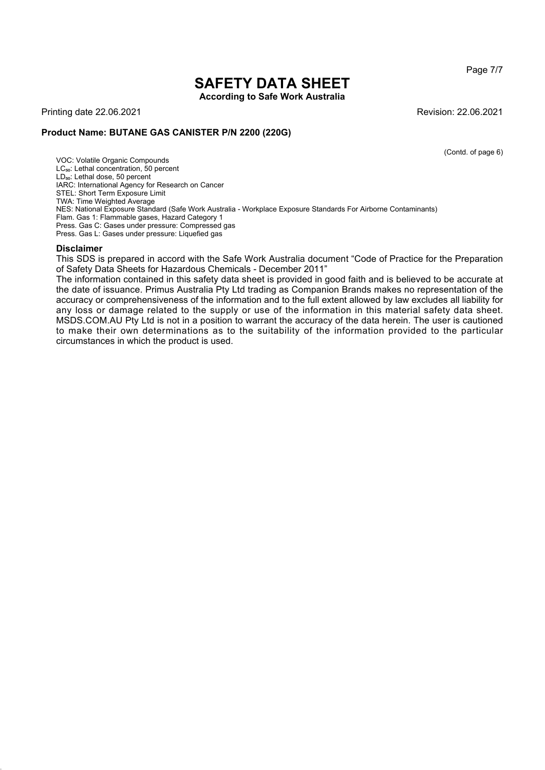# SAFETY DATA SHEET

**According to Safe Work Australia**

Printing date 22.06.2021 Revision: 22.06.2021

**Product Name: BUTANE GAS CANISTER P/N 2200 (220G)**

(Contd. of page 6)

VOC: Volatile Organic Compounds
$LC_{50}$: Lethal concentration, 50 percent
$LD_{50}$: Lethal dose, 50 percent
IARC: International Agency for Research on Cancer
STEL: Short Term Exposure Limit
TWA: Time Weighted Average
NES: National Exposure Standard (Safe Work Australia - Workplace Exposure Standards For Airborne Contaminants)
Flam. Gas 1: Flammable gases, Hazard Category 1
Press. Gas C: Gases under pressure: Compressed gas
Press. Gas L: Gases under pressure: Liquefied gas

**Disclaimer**

This SDS is prepared in accord with the Safe Work Australia document “Code of Practice for the Preparation of Safety Data Sheets for Hazardous Chemicals - December 2011”

The information contained in this safety data sheet is provided in good faith and is believed to be accurate at the date of issuance. Primus Australia Pty Ltd trading as Companion Brands makes no representation of the accuracy or comprehensiveness of the information and to the full extent allowed by law excludes all liability for any loss or damage related to the supply or use of the information in this material safety data sheet. MSDS.COM.AU Pty Ltd is not in a position to warrant the accuracy of the data herein. The user is cautioned to make their own determinations as to the suitability of the information provided to the particular circumstances in which the product is used.